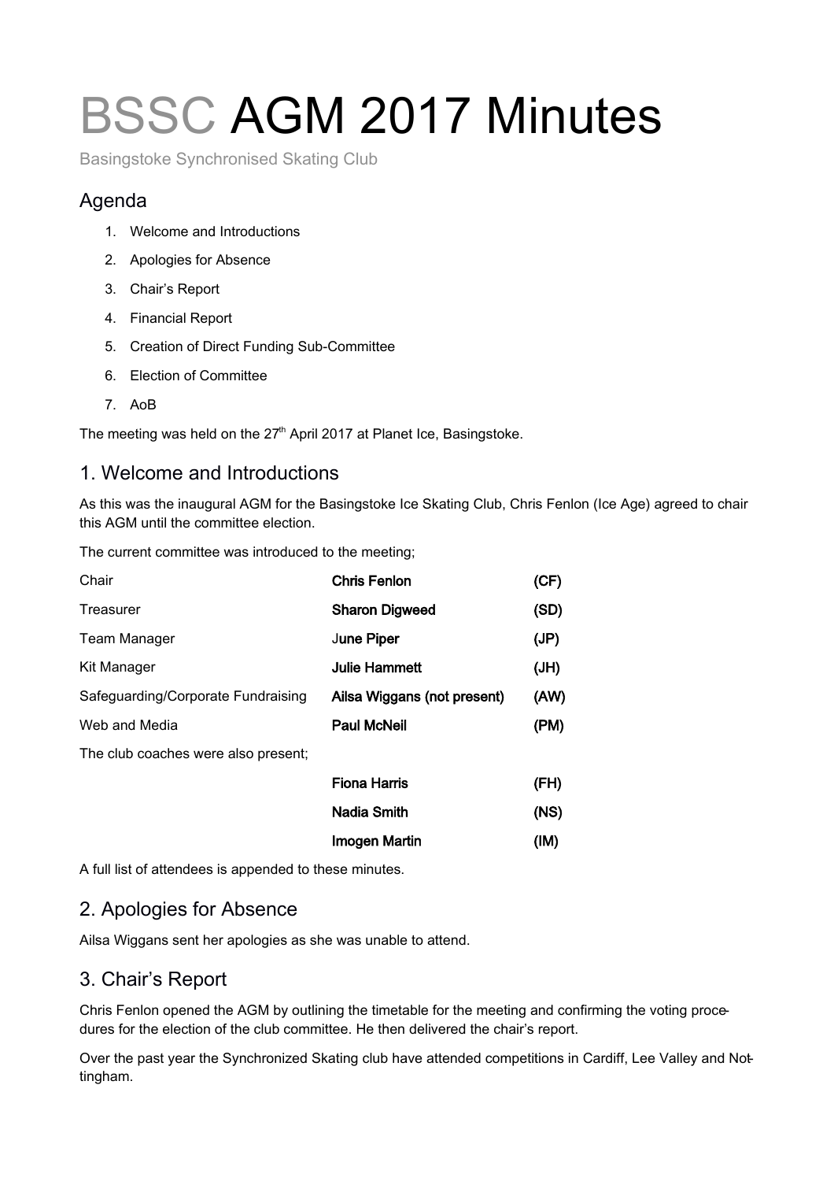# BSSC AGM 2017 Minutes

Basingstoke Synchronised Skating Club

## Agenda

1. Welcome and Introductions
2. Apologies for Absence
3. Chair's Report
4. Financial Report
5. Creation of Direct Funding Sub-Committee
6. Election of Committee
7. AoB

The meeting was held on the 27th April 2017 at Planet Ice, Basingstoke.

## 1. Welcome and Introductions

As this was the inaugural AGM for the Basingstoke Ice Skating Club, Chris Fenlon (Ice Age) agreed to chair this AGM until the committee election.

The current committee was introduced to the meeting;

| | | |
|---|---|---|
| Chair | **Chris Fenlon** | **(CF)** |
| Treasurer | **Sharon Digweed** | **(SD)** |
| Team Manager | **June Piper** | **(JP)** |
| Kit Manager | **Julie Hammett** | **(JH)** |
| Safeguarding/Corporate Fundraising | **Ailsa Wiggans (not present)** | **(AW)** |
| Web and Media | **Paul McNeil** | **(PM)** |

The club coaches were also present;

| | | |
|---|---|---|
| | **Fiona Harris** | **(FH)** |
| | **Nadia Smith** | **(NS)** |
| | **Imogen Martin** | **(IM)** |

A full list of attendees is appended to these minutes.

## 2. Apologies for Absence

Ailsa Wiggans sent her apologies as she was unable to attend.

## 3. Chair's Report

Chris Fenlon opened the AGM by outlining the timetable for the meeting and confirming the voting procedures for the election of the club committee. He then delivered the chair's report.

Over the past year the Synchronized Skating club have attended competitions in Cardiff, Lee Valley and Nottingham.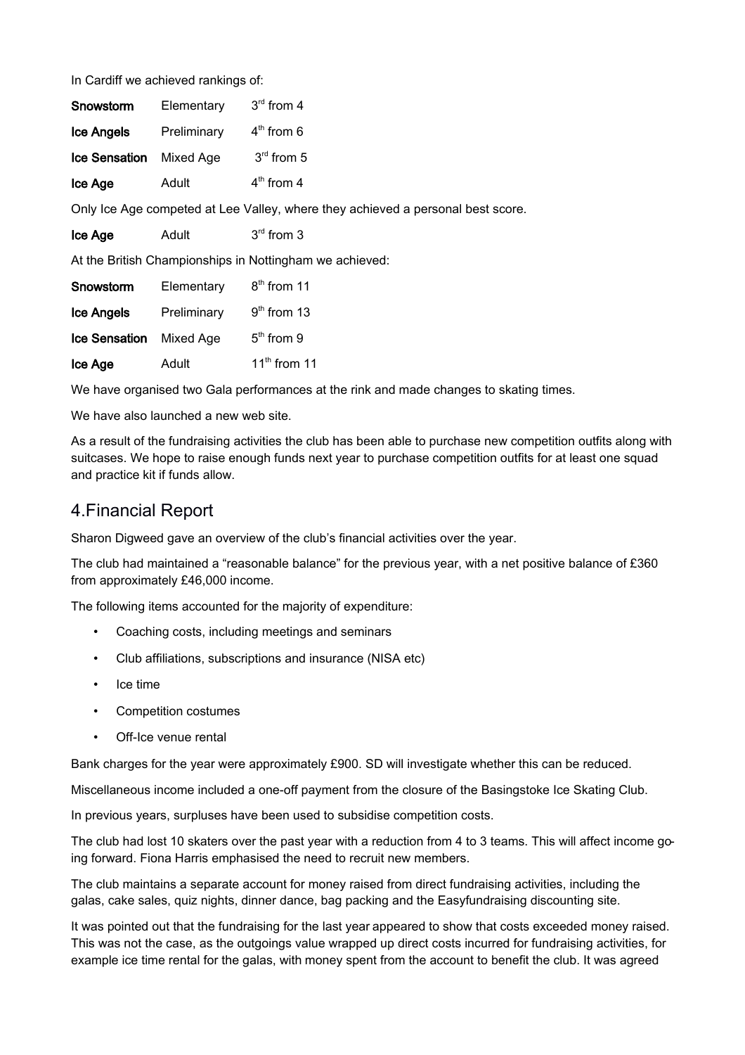In Cardiff we achieved rankings of:

| | | |
|---|---|---|
| **Snowstorm** | Elementary | 3rd from 4 |
| **Ice Angels** | Preliminary | 4th from 6 |
| **Ice Sensation** | Mixed Age | 3rd from 5 |
| **Ice Age** | Adult | 4th from 4 |

Only Ice Age competed at Lee Valley, where they achieved a personal best score.

| | | |
|---|---|---|
| **Ice Age** | Adult | 3rd from 3 |

At the British Championships in Nottingham we achieved:

| | | |
|---|---|---|
| **Snowstorm** | Elementary | 8th from 11 |
| **Ice Angels** | Preliminary | 9th from 13 |
| **Ice Sensation** | Mixed Age | 5th from 9 |
| **Ice Age** | Adult | 11th from 11 |

We have organised two Gala performances at the rink and made changes to skating times.

We have also launched a new web site.

As a result of the fundraising activities the club has been able to purchase new competition outfits along with suitcases. We hope to raise enough funds next year to purchase competition outfits for at least one squad and practice kit if funds allow.

## 4.Financial Report

Sharon Digweed gave an overview of the club's financial activities over the year.

The club had maintained a "reasonable balance" for the previous year, with a net positive balance of £360 from approximately £46,000 income.

The following items accounted for the majority of expenditure:

- Coaching costs, including meetings and seminars
- Club affiliations, subscriptions and insurance (NISA etc)
- Ice time
- Competition costumes
- Off-Ice venue rental

Bank charges for the year were approximately £900. SD will investigate whether this can be reduced.

Miscellaneous income included a one-off payment from the closure of the Basingstoke Ice Skating Club.

In previous years, surpluses have been used to subsidise competition costs.

The club had lost 10 skaters over the past year with a reduction from 4 to 3 teams. This will affect income going forward. Fiona Harris emphasised the need to recruit new members.

The club maintains a separate account for money raised from direct fundraising activities, including the galas, cake sales, quiz nights, dinner dance, bag packing and the Easyfundraising discounting site.

It was pointed out that the fundraising for the last year appeared to show that costs exceeded money raised. This was not the case, as the outgoings value wrapped up direct costs incurred for fundraising activities, for example ice time rental for the galas, with money spent from the account to benefit the club. It was agreed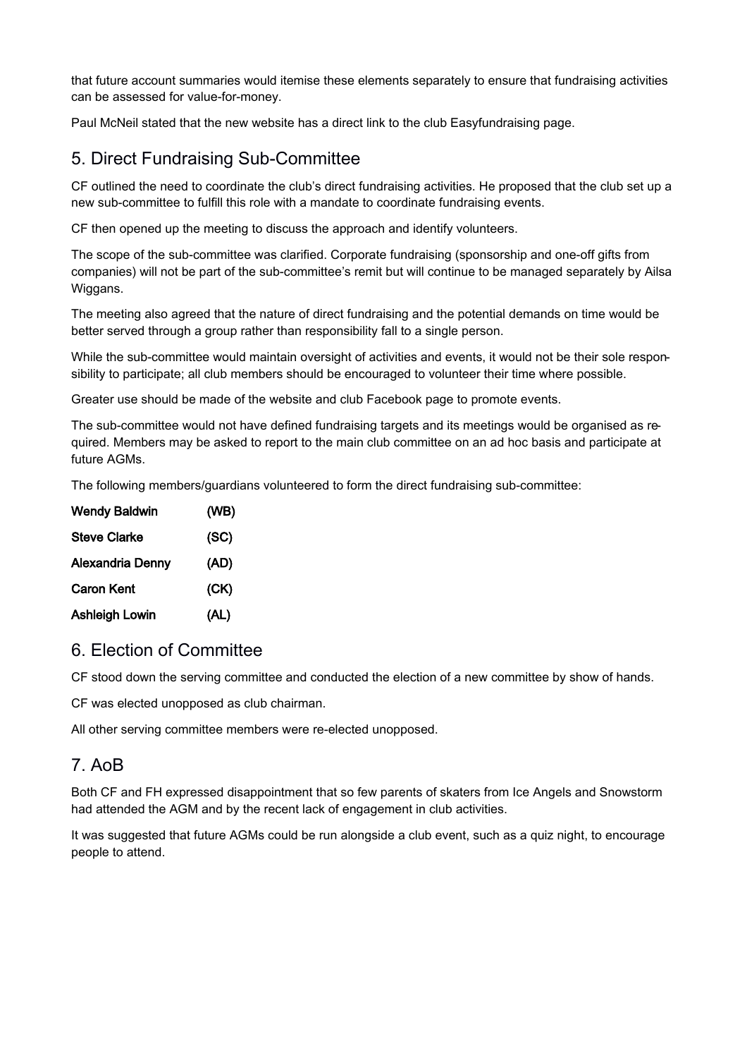that future account summaries would itemise these elements separately to ensure that fundraising activities can be assessed for value-for-money.

Paul McNeil stated that the new website has a direct link to the club Easyfundraising page.

## 5. Direct Fundraising Sub-Committee

CF outlined the need to coordinate the club's direct fundraising activities. He proposed that the club set up a new sub-committee to fulfill this role with a mandate to coordinate fundraising events.

CF then opened up the meeting to discuss the approach and identify volunteers.

The scope of the sub-committee was clarified. Corporate fundraising (sponsorship and one-off gifts from companies) will not be part of the sub-committee's remit but will continue to be managed separately by Ailsa Wiggans.

The meeting also agreed that the nature of direct fundraising and the potential demands on time would be better served through a group rather than responsibility fall to a single person.

While the sub-committee would maintain oversight of activities and events, it would not be their sole responsibility to participate; all club members should be encouraged to volunteer their time where possible.

Greater use should be made of the website and club Facebook page to promote events.

The sub-committee would not have defined fundraising targets and its meetings would be organised as required. Members may be asked to report to the main club committee on an ad hoc basis and participate at future AGMs.

The following members/guardians volunteered to form the direct fundraising sub-committee:

| | |
|---|---|
| **Wendy Baldwin** | **(WB)** |
| **Steve Clarke** | **(SC)** |
| **Alexandria Denny** | **(AD)** |
| **Caron Kent** | **(CK)** |
| **Ashleigh Lowin** | **(AL)** |

## 6. Election of Committee

CF stood down the serving committee and conducted the election of a new committee by show of hands.

CF was elected unopposed as club chairman.

All other serving committee members were re-elected unopposed.

## 7. AoB

Both CF and FH expressed disappointment that so few parents of skaters from Ice Angels and Snowstorm had attended the AGM and by the recent lack of engagement in club activities.

It was suggested that future AGMs could be run alongside a club event, such as a quiz night, to encourage people to attend.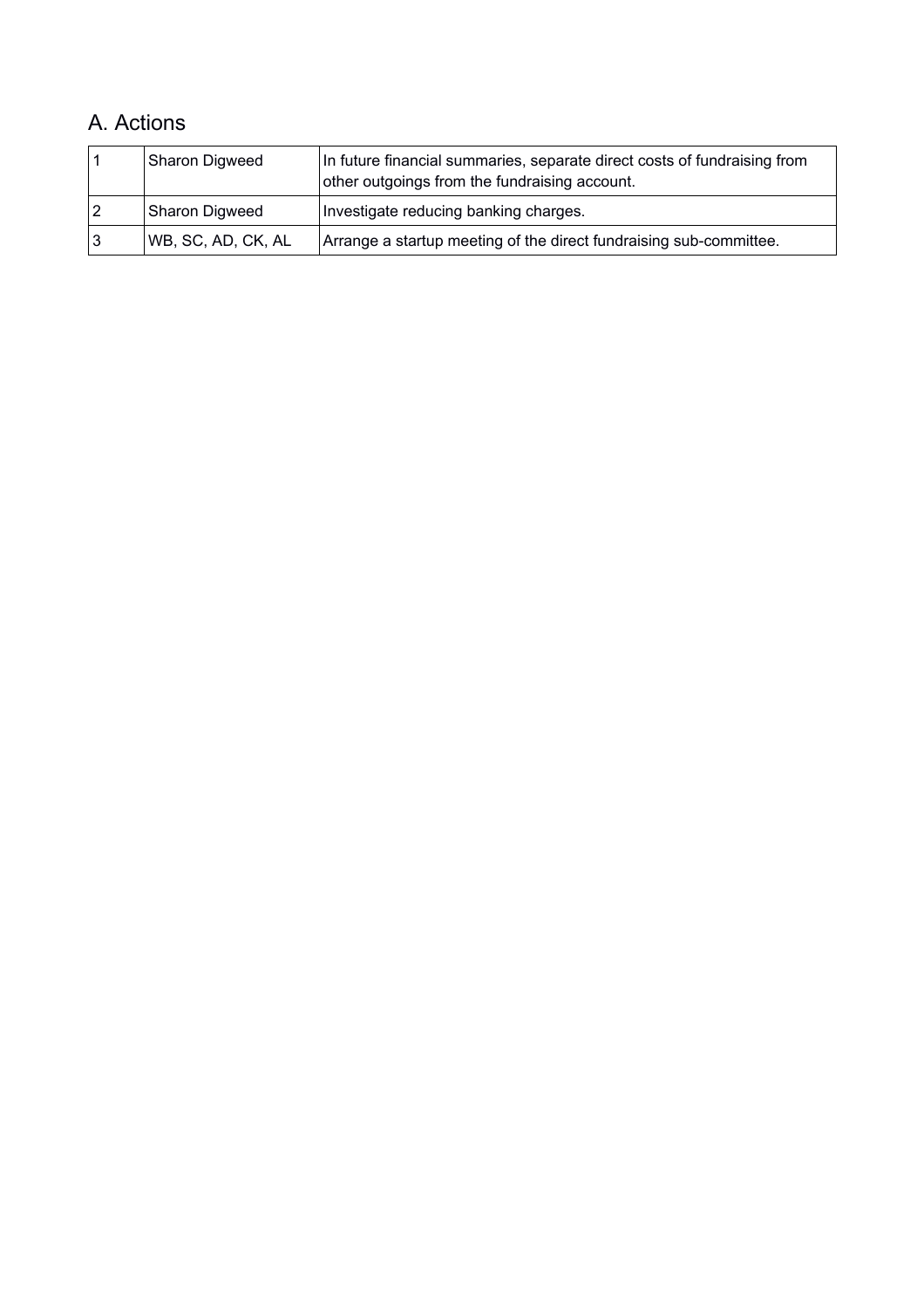## A. Actions

| | | |
|---|---|---|
| 1 | Sharon Digweed | In future financial summaries, separate direct costs of fundraising from other outgoings from the fundraising account. |
| 2 | Sharon Digweed | Investigate reducing banking charges. |
| 3 | WB, SC, AD, CK, AL | Arrange a startup meeting of the direct fundraising sub-committee. |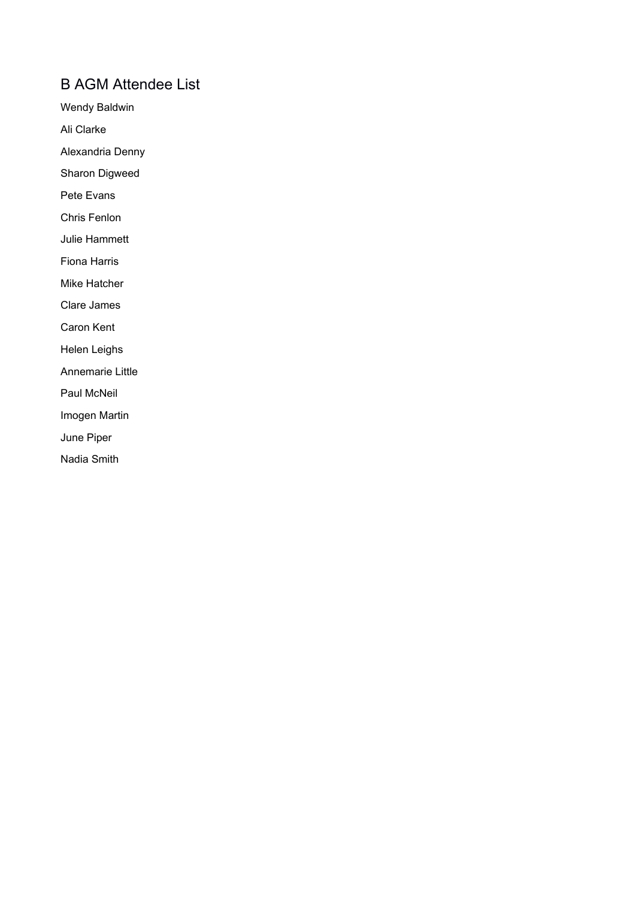## B AGM Attendee List

Wendy Baldwin

Ali Clarke

Alexandria Denny

Sharon Digweed

Pete Evans

Chris Fenlon

Julie Hammett

Fiona Harris

Mike Hatcher

Clare James

Caron Kent

Helen Leighs

Annemarie Little

Paul McNeil

Imogen Martin

June Piper

Nadia Smith